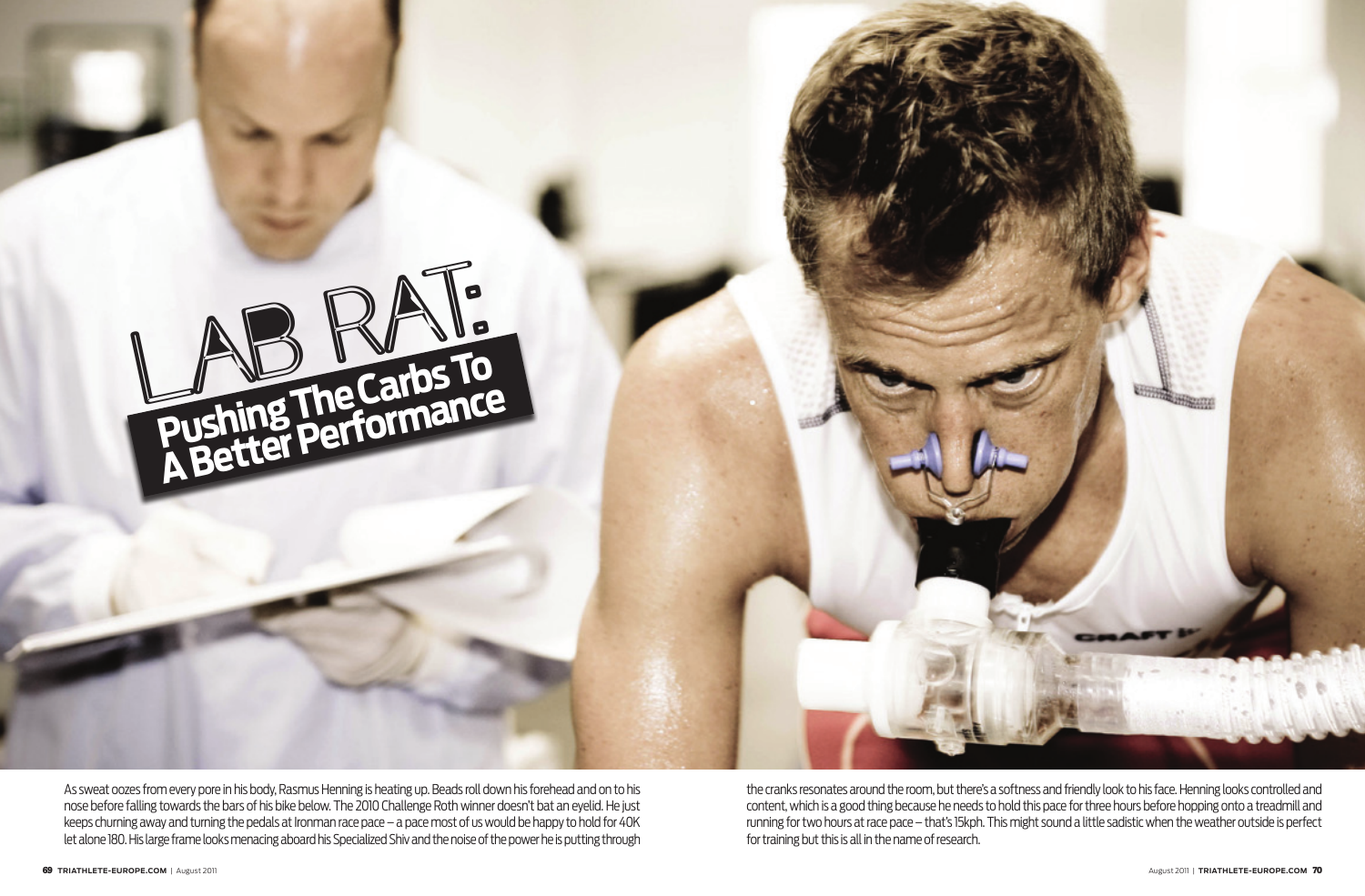# LAB RAT:

## Pushing The Carbs To A Better Performance

As sweat oozes from every pore in his body, Rasmus Henning is heating up. Beads roll down his forehead and on to his nose before falling towards the bars of his bike below. The 2010 Challenge Roth winner doesn't bat an eyelid. He just keeps churning away and turning the pedals at Ironman race pace – a pace most of us would be happy to hold for 40K let alone 180. His large frame looks menacing aboard his Specialized Shiv and the noise of the power he is putting through the cranks resonates around the room, but there's a softness and friendly look to his face. Henning looks controlled and content, which is a good thing because he needs to hold this pace for three hours before hopping onto a treadmill and running for two hours at race pace – that's 15kph. This might sound a little sadistic when the weather outside is perfect for training but this is all in the name of research.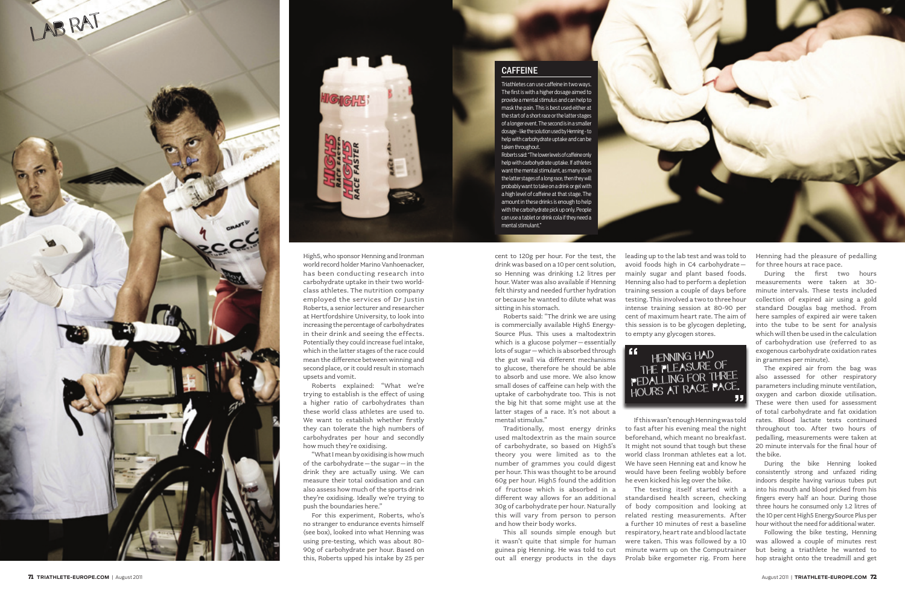LAB RAT

## CAFFEINE

Triathletes can use caffeine in two ways. The first is with a higher dosage aimed to provide a mental stimulus and can help to mask the pain. This is best used either at the start of a short race or the latter stages of a longer event. The second is in a smaller dosage - like the solution used by Henning - to help with carbohydrate uptake and can be taken throughout.

Roberts said: "The lower levels of caffeine only help with carbohydrate uptake. If athletes want the mental stimulant, as many do in the latter stages of a long race, then they will probably want to take on a drink or gel with a high level of caffeine at that stage. The amount in these drinks is enough to help with the carbohydrate pick up only. People can use a tablet or drink cola if they need a mental stimulant."

High5, who sponsor Henning and Ironman world record holder Marino Vanhoenacker, has been conducting research into carbohydrate uptake in their two world-class athletes. The nutrition company employed the services of Dr Justin Roberts, a senior lecturer and researcher at Hertfordshire University, to look into increasing the percentage of carbohydrates in their drink and seeing the effects. Potentially they could increase fuel intake, which in the latter stages of the race could mean the difference between winning and second place, or it could result in stomach upsets and vomit.

Roberts explained: "What we're trying to establish is the effect of using a higher ratio of carbohydrates than these world class athletes are used to. We want to establish whether firstly they can tolerate the high numbers of carbohydrates per hour and secondly how much they're oxidising.

"What I mean by oxidising is how much of the carbohydrate — the sugar — in the drink they are actually using. We can measure their total oxidisation and can also assess how much of the sports drink they're oxidising. Ideally we're trying to push the boundaries here."

For this experiment, Roberts, who's no stranger to endurance events himself (see box), looked into what Henning was using pre-testing, which was about 80-90g of carbohydrate per hour. Based on this, Roberts upped his intake by 25 per cent to 120g per hour. For the test, the drink was based on a 10 per cent solution, so Henning was drinking 1.2 litres per hour. Water was also available if Henning felt thirsty and needed further hydration or because he wanted to dilute what was sitting in his stomach.

Roberts said: "The drink we are using is commercially available High5 Energy-Source Plus. This uses a maltodextrin which is a glucose polymer — essentially lots of sugar — which is absorbed through the gut wall via different mechanisms to glucose, therefore he should be able to absorb and use more. We also know small doses of caffeine can help with the uptake of carbohydrate too. This is not the big hit that some might use at the latter stages of a race. It's not about a mental stimulus."

Traditionally, most energy drinks used maltodextrin as the main source of carbohydrate, so based on High5's theory you were limited as to the number of grammes you could digest per hour. This was thought to be around 60g per hour. High5 found the addition of fructose which is absorbed in a different way allows for an additional 30g of carbohydrate per hour. Naturally this will vary from person to person and how their body works.

This all sounds simple enough but it wasn't quite that simple for human guinea pig Henning. He was told to cut out all energy products in the days leading up to the lab test and was told to avoid foods high in C4 carbohydrate — mainly sugar and plant based foods. Henning also had to perform a depletion training session a couple of days before testing. This involved a two to three hour intense training session at 80-90 per cent of maximum heart rate. The aim of this session is to be glycogen depleting, to empty any glycogen stores.

> "HENNING HAD THE PLEASURE OF PEDALLING FOR THREE HOURS AT RACE PACE."

If this wasn't enough Henning was told to fast after his evening meal the night beforehand, which meant no breakfast. It might not sound that tough but these world class Ironman athletes eat a lot. We have seen Henning eat and know he would have been feeling wobbly before he even kicked his leg over the bike.

The testing itself started with a standardised health screen, checking of body composition and looking at related resting measurements. After a further 10 minutes of rest a baseline respiratory, heart rate and blood lactate were taken. This was followed by a 10 minute warm up on the Computrainer Prolab bike ergometer rig. From here Henning had the pleasure of pedalling for three hours at race pace.

During the first two hours measurements were taken at 30-minute intervals. These tests included collection of expired air using a gold standard Douglas bag method. From here samples of expired air were taken into the tube to be sent for analysis which will then be used in the calculation of carbohydration use (referred to as exogenous carbohydrate oxidation rates in grammes per minute).

The expired air from the bag was also assessed for other respiratory parameters including minute ventilation, oxygen and carbon dioxide utilisation. These were then used for assessment of total carbohydrate and fat oxidation rates. Blood lactate tests continued throughout too. After two hours of pedalling, measurements were taken at 20 minute intervals for the final hour of the bike.

During the bike Henning looked consistently strong and unfazed riding indoors despite having various tubes put into his mouth and blood pricked from his fingers every half an hour. During those three hours he consumed only 1.2 litres of the 10 per cent High5 EnergySource Plus per hour without the need for additional water.

Following the bike testing, Henning was allowed a couple of minutes rest but being a triathlete he wanted to hop straight onto the treadmill and get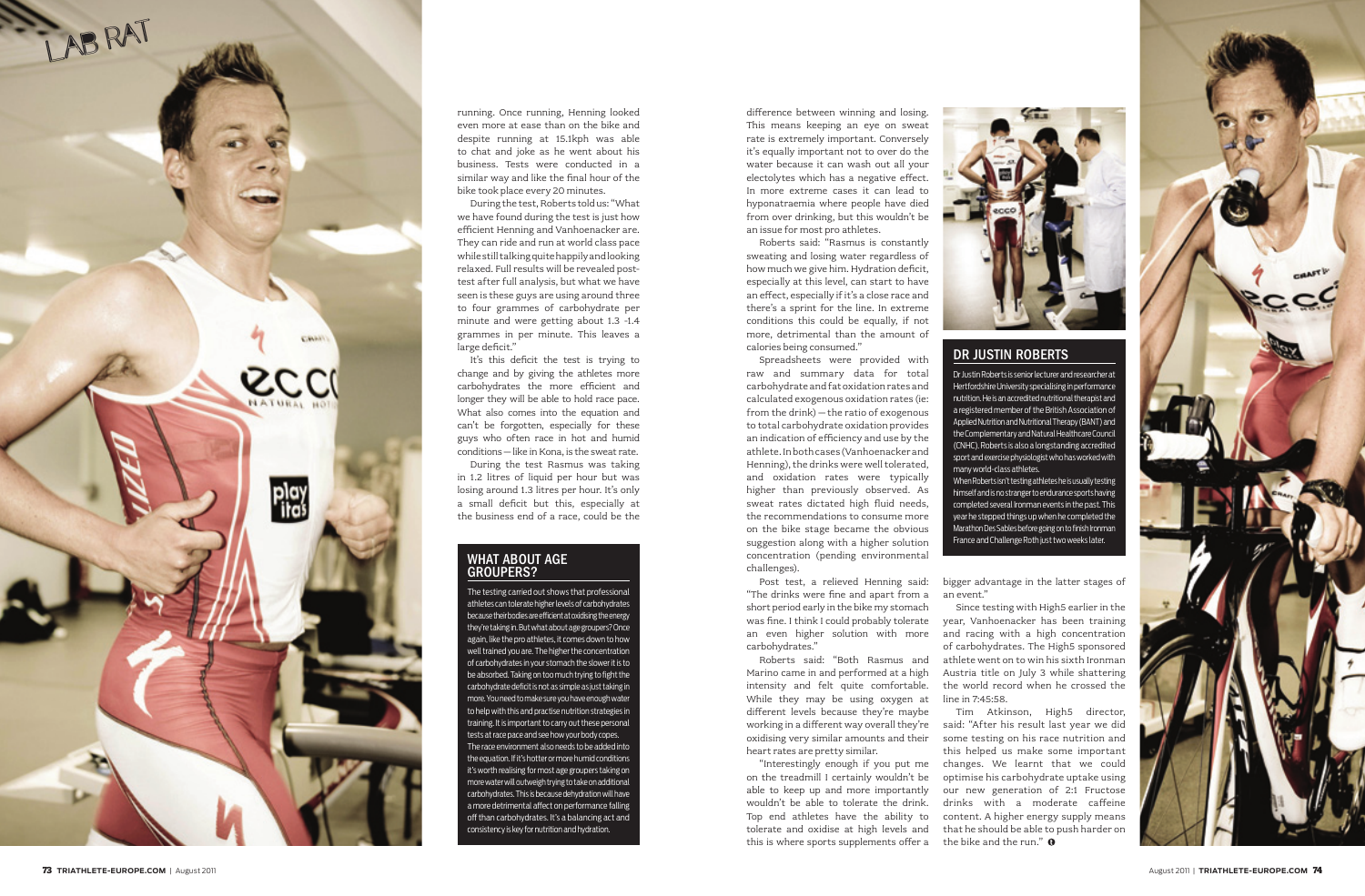running. Once running, Henning looked even more at ease than on the bike and despite running at 15.1kph was able to chat and joke as he went about his business. Tests were conducted in a similar way and like the final hour of the bike took place every 20 minutes.

During the test, Roberts told us: "What we have found during the test is just how efficient Henning and Vanhoenacker are. They can ride and run at world class pace while still talking quite happily and looking relaxed. Full results will be revealed post-test after full analysis, but what we have seen is these guys are using around three to four grammes of carbohydrate per minute and were getting about 1.3 -1.4 grammes in per minute. This leaves a large deficit."

It's this deficit the test is trying to change and by giving the athletes more carbohydrates the more efficient and longer they will be able to hold race pace. What also comes into the equation and can't be forgotten, especially for these guys who often race in hot and humid conditions – like in Kona, is the sweat rate.

During the test Rasmus was taking in 1.2 litres of liquid per hour but was losing around 1.3 litres per hour. It's only a small deficit but this, especially at the business end of a race, could be the difference between winning and losing. This means keeping an eye on sweat rate is extremely important. Conversely it's equally important not to over do the water because it can wash out all your electolytes which has a negative effect. In more extreme cases it can lead to hyponatraemia where people have died from over drinking, but this wouldn't be an issue for most pro athletes.

Roberts said: "Rasmus is constantly sweating and losing water regardless of how much we give him. Hydration deficit, especially at this level, can start to have an effect, especially if it's a close race and there's a sprint for the line. In extreme conditions this could be equally, if not more, detrimental than the amount of calories being consumed."

Spreadsheets were provided with raw and summary data for total carbohydrate and fat oxidation rates and calculated exogenous oxidation rates (ie: from the drink) – the ratio of exogenous to total carbohydrate oxidation provides an indication of efficiency and use by the athlete. In both cases (Vanhoenacker and Henning), the drinks were well tolerated, and oxidation rates were typically higher than previously observed. As sweat rates dictated high fluid needs, the recommendations to consume more on the bike stage became the obvious suggestion along with a higher solution concentration (pending environmental challenges).

Post test, a relieved Henning said: "The drinks were fine and apart from a short period early in the bike my stomach was fine. I think I could probably tolerate an even higher solution with more carbohydrates."

Roberts said: "Both Rasmus and Marino came in and performed at a high intensity and felt quite comfortable. While they may be using oxygen at different levels because they're maybe working in a different way overall they're oxidising very similar amounts and their heart rates are pretty similar.

"Interestingly enough if you put me on the treadmill I certainly wouldn't be able to keep up and more importantly wouldn't be able to tolerate the drink. Top end athletes have the ability to tolerate and oxidise at high levels and this is where sports supplements offer a bigger advantage in the latter stages of an event."

Since testing with High5 earlier in the year, Vanhoenacker has been training and racing with a high concentration of carbohydrates. The High5 sponsored athlete went on to win his sixth Ironman Austria title on July 3 while shattering the world record when he crossed the line in 7:45:58.

Tim Atkinson, High5 director, said: "After his result last year we did some testing on his race nutrition and this helped us make some important changes. We learnt that we could optimise his carbohydrate uptake using our new generation of 2:1 Fructose drinks with a moderate caffeine content. A higher energy supply means that he should be able to push harder on the bike and the run."

## WHAT ABOUT AGE GROUPERS?

The testing carried out shows that professional athletes can tolerate higher levels of carbohydrates because their bodies are efficient at oxidising the energy they're taking in. But what about age groupers? Once again, like the pro athletes, it comes down to how well trained you are. The higher the concentration of carbohydrates in your stomach the slower it is to be absorbed. Taking on too much trying to fight the carbohydrate deficit is not as simple as just taking in more. You need to make sure you have enough water to help with this and practise nutrition strategies in training. It is important to carry out these personal tests at race pace and see how your body copes. The race environment also needs to be added into the equation. If it's hotter or more humid conditions it's worth realising for most age groupers taking on more water will outweigh trying to take on additional carbohydrates. This is because dehydration will have a more detrimental affect on performance falling off than carbohydrates. It's a balancing act and consistency is key for nutrition and hydration.

## DR JUSTIN ROBERTS

Dr Justin Roberts is senior lecturer and researcher at Hertfordshire University specialising in performance nutrition. He is an accredited nutritional therapist and a registered member of the British Association of Applied Nutrition and Nutritional Therapy (BANT) and the Complementary and Natural Healthcare Council (CNHC). Roberts is also a longstanding accredited sport and exercise physiologist who has worked with many world-class athletes.

When Roberts isn't testing athletes he is usually testing himself and is no stranger to endurance sports having completed several Ironman events in the past. This year he stepped things up when he completed the Marathon Des Sables before going on to finish Ironman France and Challenge Roth just two weeks later.